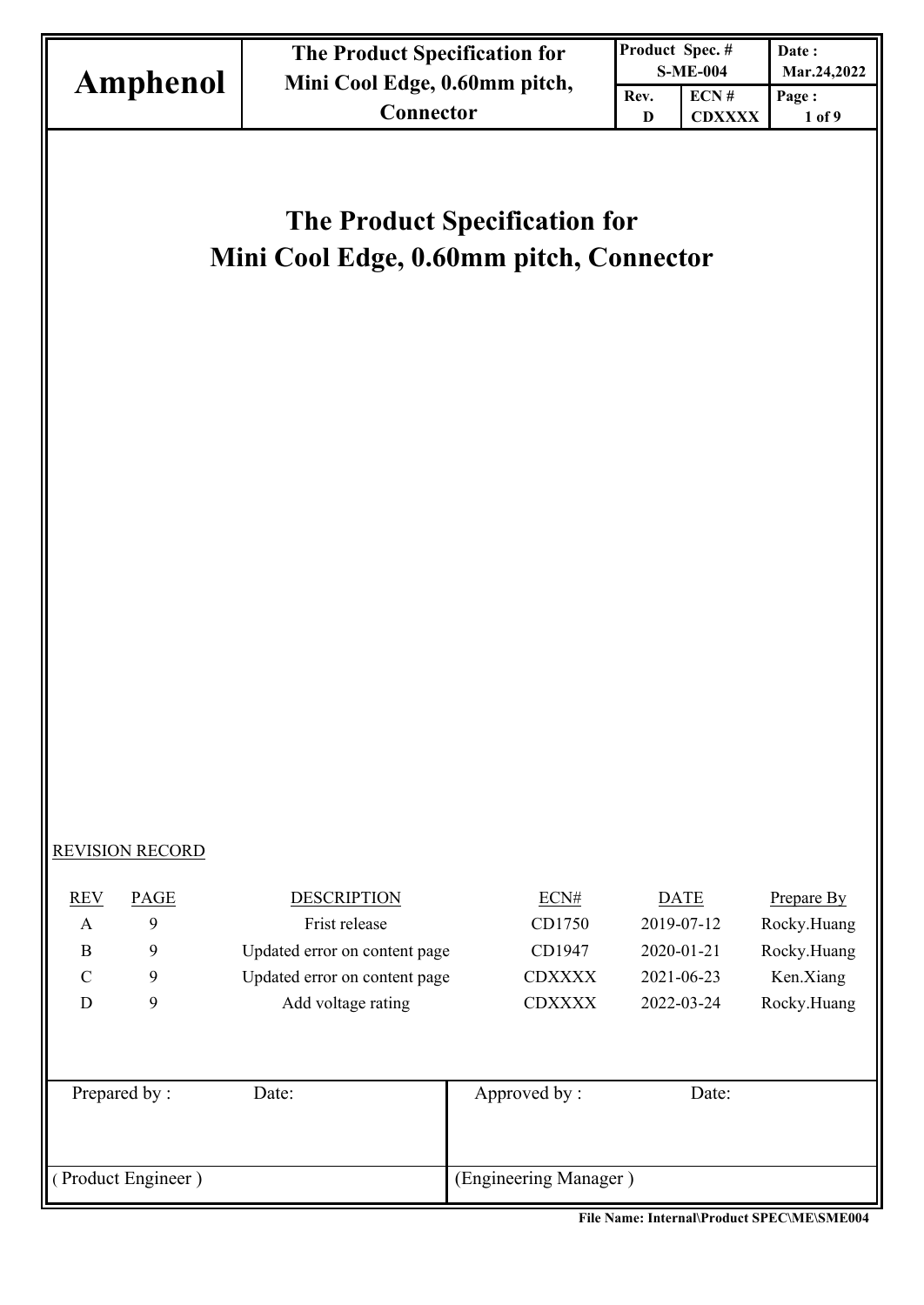# The Product Specification for Mini Cool Edge, 0.60mm pitch, Connector

REVISION RECORD

| REV | PAGE | DESCRIPTION | ECN# | DATE | Prepare By |
|---|---|---|---|---|---|
| A | 9 | Frist release | CD1750 | 2019-07-12 | Rocky.Huang |
| B | 9 | Updated error on content page | CD1947 | 2020-01-21 | Rocky.Huang |
| C | 9 | Updated error on content page | CDXXXX | 2021-06-23 | Ken.Xiang |
| D | 9 | Add voltage rating | CDXXXX | 2022-03-24 | Rocky.Huang |

| Prepared by : | Date: | Approved by : | Date: |
|---|---|---|---|
| | | | |
| ( Product Engineer ) | | (Engineering Manager ) | |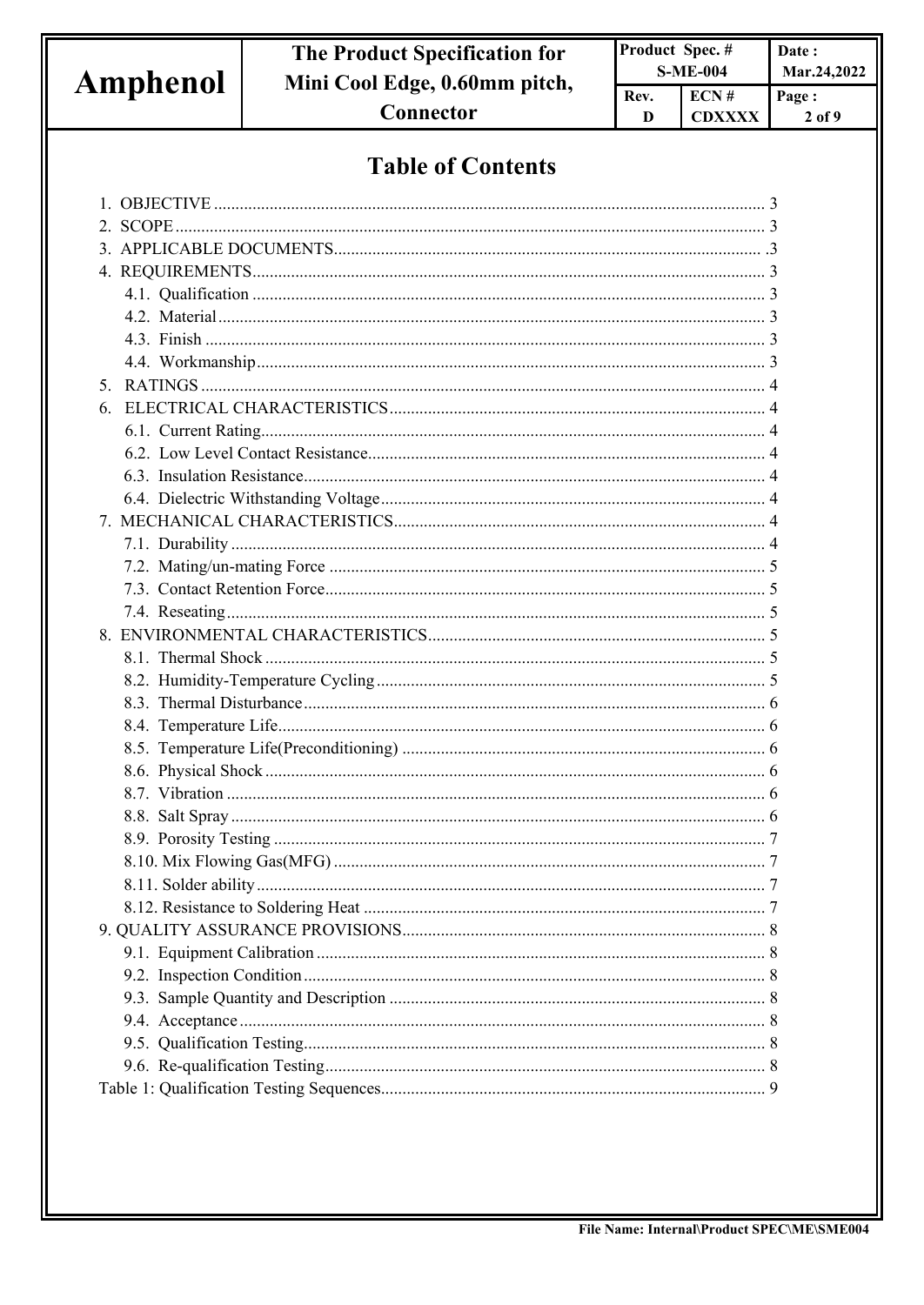# Table of Contents

1. OBJECTIVE ........................................................................................................................ 3
2. SCOPE ................................................................................................................................ 3
3. APPLICABLE DOCUMENTS ........................................................................................ .3
4. REQUIREMENTS ............................................................................................................ 3
   - 4.1. Qualification ............................................................................................................ 3
   - 4.2. Material .................................................................................................................... 3
   - 4.3. Finish ....................................................................................................................... 3
   - 4.4. Workmanship ........................................................................................................... 3
5. RATINGS ........................................................................................................................... 4
6. ELECTRICAL CHARACTERISTICS ............................................................................. 4
   - 6.1. Current Rating .......................................................................................................... 4
   - 6.2. Low Level Contact Resistance .................................................................................. 4
   - 6.3. Insulation Resistance ................................................................................................ 4
   - 6.4. Dielectric Withstanding Voltage ............................................................................... 4
7. MECHANICAL CHARACTERISTICS ........................................................................... 4
   - 7.1. Durability .................................................................................................................. 4
   - 7.2. Mating/un-mating Force ............................................................................................ 5
   - 7.3. Contact Retention Force ............................................................................................ 5
   - 7.4. Reseating .................................................................................................................. 5
8. ENVIRONMENTAL CHARACTERISTICS ................................................................... 5
   - 8.1. Thermal Shock .......................................................................................................... 5
   - 8.2. Humidity-Temperature Cycling ................................................................................ 5
   - 8.3. Thermal Disturbance ................................................................................................. 6
   - 8.4. Temperature Life ....................................................................................................... 6
   - 8.5. Temperature Life(Preconditioning) ........................................................................... 6
   - 8.6. Physical Shock .......................................................................................................... 6
   - 8.7. Vibration ................................................................................................................... 6
   - 8.8. Salt Spray .................................................................................................................. 6
   - 8.9. Porosity Testing ........................................................................................................ 7
   - 8.10. Mix Flowing Gas(MFG) .......................................................................................... 7
   - 8.11. Solder ability ............................................................................................................ 7
   - 8.12. Resistance to Soldering Heat ................................................................................... 7
9. QUALITY ASSURANCE PROVISIONS .......................................................................... 8
   - 9.1. Equipment Calibration .............................................................................................. 8
   - 9.2. Inspection Condition ................................................................................................. 8
   - 9.3. Sample Quantity and Description ............................................................................. 8
   - 9.4. Acceptance ................................................................................................................ 8
   - 9.5. Qualification Testing ................................................................................................. 8
   - 9.6. Re-qualification Testing ............................................................................................ 8

Table 1: Qualification Testing Sequences ............................................................................ 9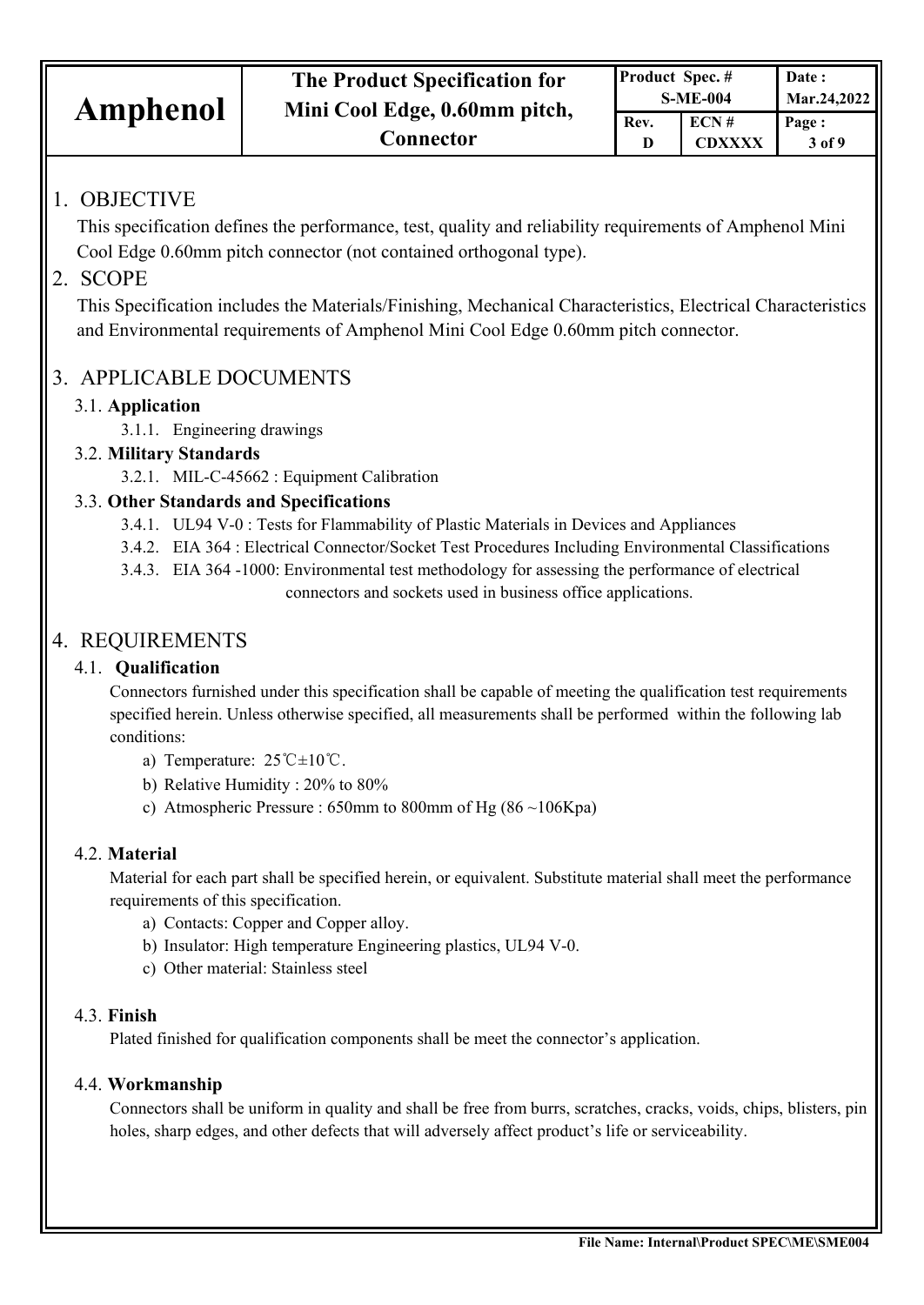## 1. OBJECTIVE

This specification defines the performance, test, quality and reliability requirements of Amphenol Mini Cool Edge 0.60mm pitch connector (not contained orthogonal type).

## 2. SCOPE

This Specification includes the Materials/Finishing, Mechanical Characteristics, Electrical Characteristics and Environmental requirements of Amphenol Mini Cool Edge 0.60mm pitch connector.

## 3. APPLICABLE DOCUMENTS

### 3.1. Application

3.1.1. Engineering drawings

### 3.2. Military Standards

3.2.1. MIL-C-45662 : Equipment Calibration

### 3.3. Other Standards and Specifications

3.4.1. UL94 V-0 : Tests for Flammability of Plastic Materials in Devices and Appliances

3.4.2. EIA 364 : Electrical Connector/Socket Test Procedures Including Environmental Classifications

3.4.3. EIA 364 -1000: Environmental test methodology for assessing the performance of electrical connectors and sockets used in business office applications.

## 4. REQUIREMENTS

### 4.1. Qualification

Connectors furnished under this specification shall be capable of meeting the qualification test requirements specified herein. Unless otherwise specified, all measurements shall be performed within the following lab conditions:

a) Temperature: 25℃±10℃.

b) Relative Humidity : 20% to 80%

c) Atmospheric Pressure : 650mm to 800mm of Hg (86 ~106Kpa)

### 4.2. Material

Material for each part shall be specified herein, or equivalent. Substitute material shall meet the performance requirements of this specification.

a) Contacts: Copper and Copper alloy.

b) Insulator: High temperature Engineering plastics, UL94 V-0.

c) Other material: Stainless steel

### 4.3. Finish

Plated finished for qualification components shall be meet the connector's application.

### 4.4. Workmanship

Connectors shall be uniform in quality and shall be free from burrs, scratches, cracks, voids, chips, blisters, pin holes, sharp edges, and other defects that will adversely affect product's life or serviceability.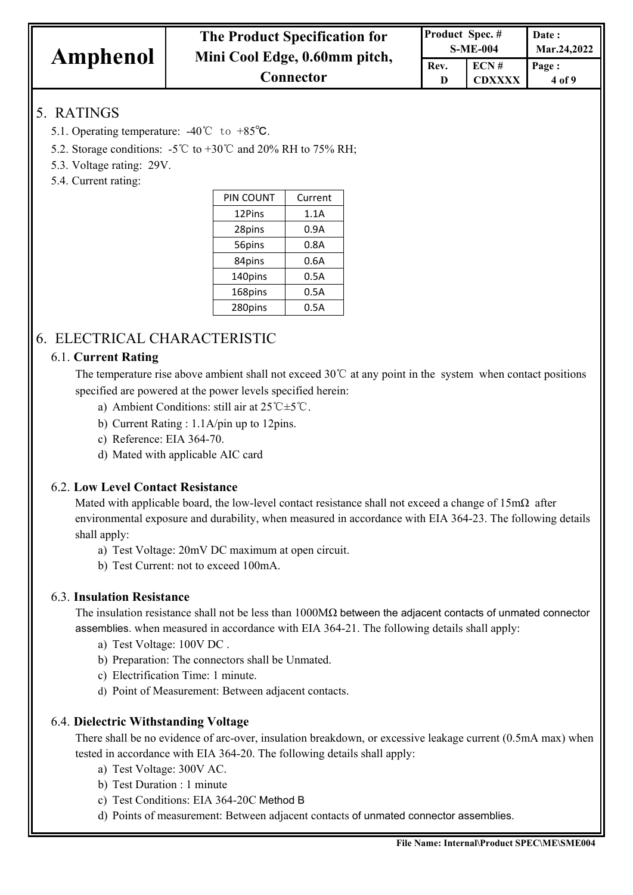## 5. RATINGS

5.1. Operating temperature: -40℃ to +85℃.

5.2. Storage conditions: -5℃ to +30℃ and 20% RH to 75% RH;

5.3. Voltage rating: 29V.

5.4. Current rating:

| PIN COUNT | Current |
|---|---|
| 12Pins | 1.1A |
| 28pins | 0.9A |
| 56pins | 0.8A |
| 84pins | 0.6A |
| 140pins | 0.5A |
| 168pins | 0.5A |
| 280pins | 0.5A |

## 6. ELECTRICAL CHARACTERISTIC

### 6.1. Current Rating

The temperature rise above ambient shall not exceed 30℃ at any point in the system when contact positions specified are powered at the power levels specified herein:

a) Ambient Conditions: still air at 25℃±5℃.

b) Current Rating : 1.1A/pin up to 12pins.

c) Reference: EIA 364-70.

d) Mated with applicable AIC card

### 6.2. Low Level Contact Resistance

Mated with applicable board, the low-level contact resistance shall not exceed a change of 15mΩ after environmental exposure and durability, when measured in accordance with EIA 364-23. The following details shall apply:

a) Test Voltage: 20mV DC maximum at open circuit.

b) Test Current: not to exceed 100mA.

### 6.3. Insulation Resistance

The insulation resistance shall not be less than 1000MΩ between the adjacent contacts of unmated connector assemblies. when measured in accordance with EIA 364-21. The following details shall apply:

a) Test Voltage: 100V DC .

b) Preparation: The connectors shall be Unmated.

c) Electrification Time: 1 minute.

d) Point of Measurement: Between adjacent contacts.

### 6.4. Dielectric Withstanding Voltage

There shall be no evidence of arc-over, insulation breakdown, or excessive leakage current (0.5mA max) when tested in accordance with EIA 364-20. The following details shall apply:

a) Test Voltage: 300V AC.

b) Test Duration : 1 minute

c) Test Conditions: EIA 364-20C Method B

d) Points of measurement: Between adjacent contacts of unmated connector assemblies.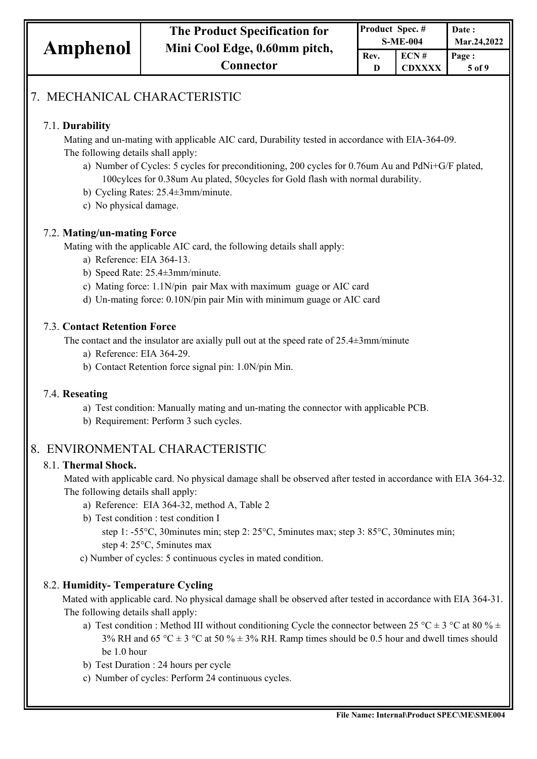## 7. MECHANICAL CHARACTERISTIC

### 7.1. **Durability**

Mating and un-mating with applicable AIC card, Durability tested in accordance with EIA-364-09.
The following details shall apply:

a) Number of Cycles: 5 cycles for preconditioning, 200 cycles for 0.76um Au and PdNi+G/F plated, 100cylces for 0.38um Au plated, 50cycles for Gold flash with normal durability.
b) Cycling Rates: 25.4±3mm/minute.
c) No physical damage.

### 7.2. **Mating/un-mating Force**

Mating with the applicable AIC card, the following details shall apply:

a) Reference: EIA 364-13.
b) Speed Rate: 25.4±3mm/minute.
c) Mating force: 1.1N/pin pair Max with maximum guage or AIC card
d) Un-mating force: 0.10N/pin pair Min with minimum guage or AIC card

### 7.3. **Contact Retention Force**

The contact and the insulator are axially pull out at the speed rate of 25.4±3mm/minute

a) Reference: EIA 364-29.
b) Contact Retention force signal pin: 1.0N/pin Min.

### 7.4. **Reseating**

a) Test condition: Manually mating and un-mating the connector with applicable PCB.
b) Requirement: Perform 3 such cycles.

## 8. ENVIRONMENTAL CHARACTERISTIC

### 8.1. **Thermal Shock.**

Mated with applicable card. No physical damage shall be observed after tested in accordance with EIA 364-32.
The following details shall apply:

a) Reference: EIA 364-32, method A, Table 2
b) Test condition : test condition I
step 1: -55°C, 30minutes min; step 2: 25°C, 5minutes max; step 3: 85°C, 30minutes min; step 4: 25°C, 5minutes max
c) Number of cycles: 5 continuous cycles in mated condition.

### 8.2. **Humidity- Temperature Cycling**

Mated with applicable card. No physical damage shall be observed after tested in accordance with EIA 364-31.
The following details shall apply:

a) Test condition : Method III without conditioning Cycle the connector between 25 °C ± 3 °C at 80 % ± 3% RH and 65 °C ± 3 °C at 50 % ± 3% RH. Ramp times should be 0.5 hour and dwell times should be 1.0 hour
b) Test Duration : 24 hours per cycle
c) Number of cycles: Perform 24 continuous cycles.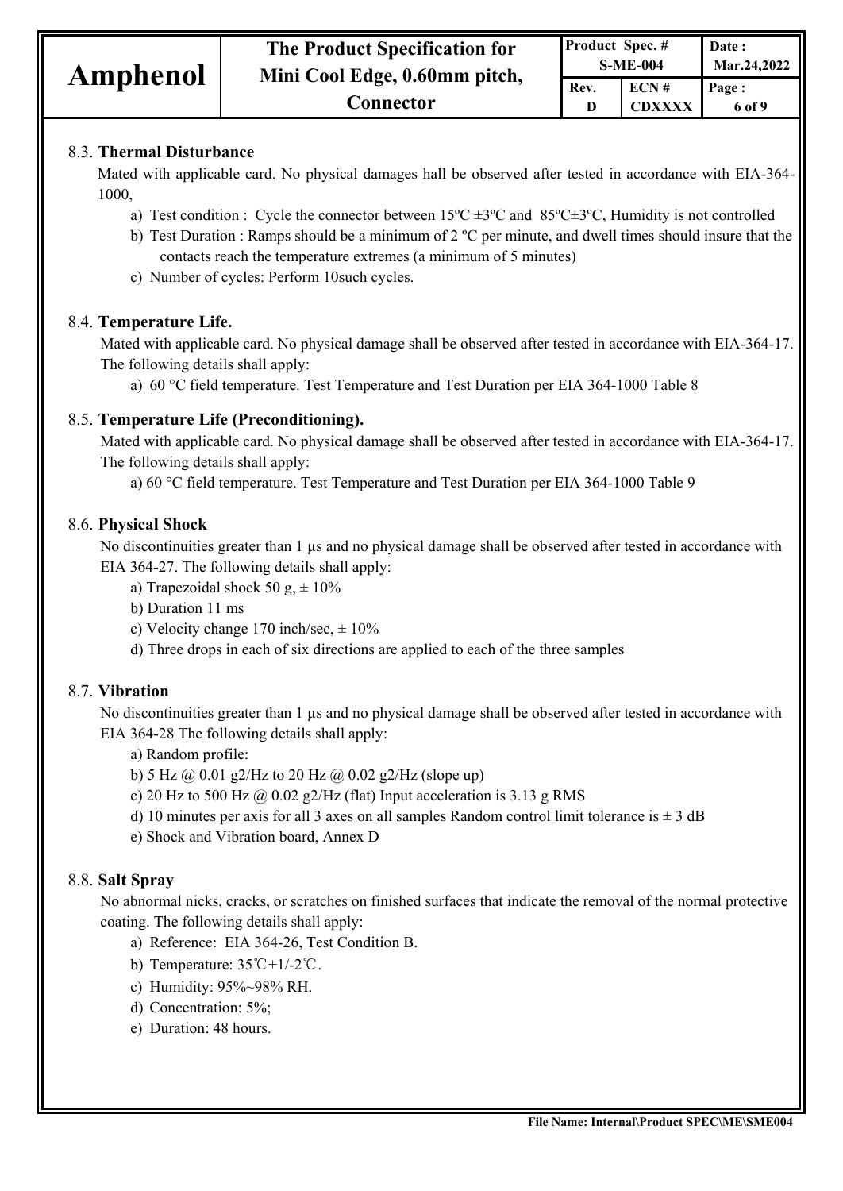## 8.3. **Thermal Disturbance**

Mated with applicable card. No physical damages hall be observed after tested in accordance with EIA-364-1000,

a) Test condition : Cycle the connector between 15ºC ±3ºC and 85ºC±3ºC, Humidity is not controlled
b) Test Duration : Ramps should be a minimum of 2 ºC per minute, and dwell times should insure that the contacts reach the temperature extremes (a minimum of 5 minutes)
c) Number of cycles: Perform 10such cycles.

## 8.4. **Temperature Life.**

Mated with applicable card. No physical damage shall be observed after tested in accordance with EIA-364-17. The following details shall apply:

a) 60 °C field temperature. Test Temperature and Test Duration per EIA 364-1000 Table 8

## 8.5. **Temperature Life (Preconditioning).**

Mated with applicable card. No physical damage shall be observed after tested in accordance with EIA-364-17. The following details shall apply:

a) 60 °C field temperature. Test Temperature and Test Duration per EIA 364-1000 Table 9

## 8.6. **Physical Shock**

No discontinuities greater than 1 μs and no physical damage shall be observed after tested in accordance with EIA 364-27. The following details shall apply:

a) Trapezoidal shock 50 g, ± 10%
b) Duration 11 ms
c) Velocity change 170 inch/sec, ± 10%
d) Three drops in each of six directions are applied to each of the three samples

## 8.7. **Vibration**

No discontinuities greater than 1 μs and no physical damage shall be observed after tested in accordance with EIA 364-28 The following details shall apply:

a) Random profile:
b) 5 Hz @ 0.01 g2/Hz to 20 Hz @ 0.02 g2/Hz (slope up)
c) 20 Hz to 500 Hz @ 0.02 g2/Hz (flat) Input acceleration is 3.13 g RMS
d) 10 minutes per axis for all 3 axes on all samples Random control limit tolerance is ± 3 dB
e) Shock and Vibration board, Annex D

## 8.8. **Salt Spray**

No abnormal nicks, cracks, or scratches on finished surfaces that indicate the removal of the normal protective coating. The following details shall apply:

a) Reference: EIA 364-26, Test Condition B.
b) Temperature: 35℃+1/-2℃.
c) Humidity: 95%~98% RH.
d) Concentration: 5%;
e) Duration: 48 hours.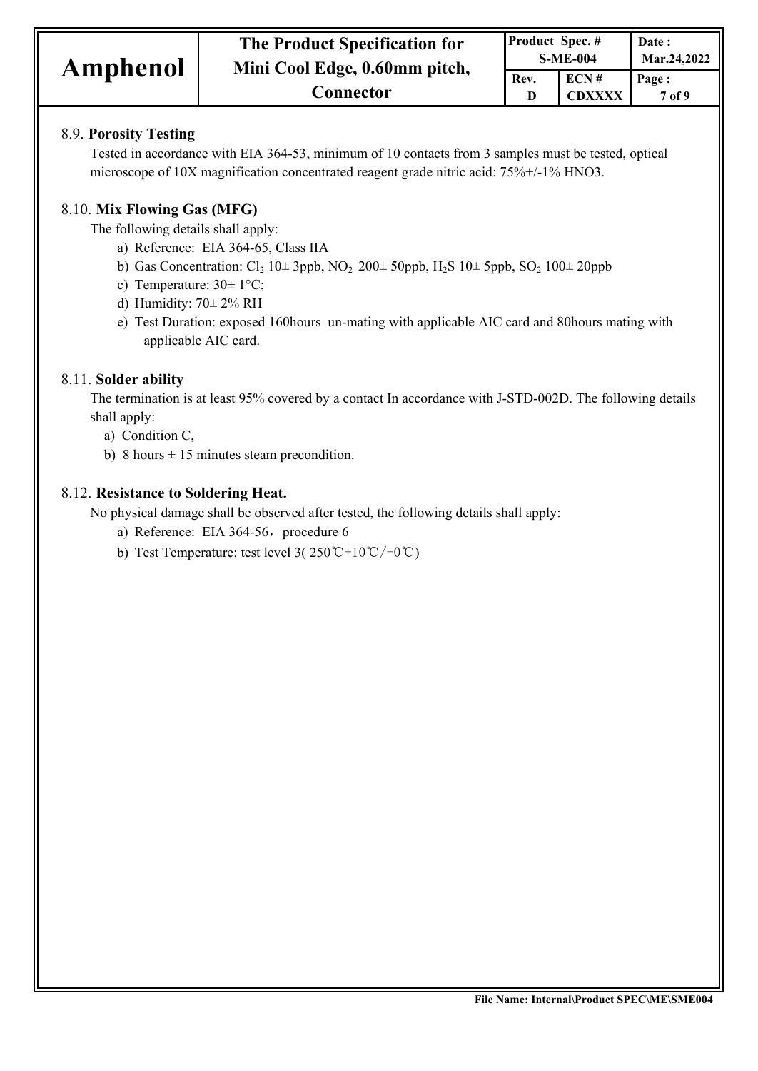### 8.9. **Porosity Testing**

Tested in accordance with EIA 364-53, minimum of 10 contacts from 3 samples must be tested, optical microscope of 10X magnification concentrated reagent grade nitric acid: 75%+/-1% HNO3.

### 8.10. **Mix Flowing Gas (MFG)**

The following details shall apply:

a) Reference: EIA 364-65, Class IIA
b) Gas Concentration: $Cl_2$ 10± 3ppb, $NO_2$ 200± 50ppb, $H_2S$ 10± 5ppb, $SO_2$ 100± 20ppb
c) Temperature: 30± 1°C;
d) Humidity: 70± 2% RH
e) Test Duration: exposed 160hours un-mating with applicable AIC card and 80hours mating with applicable AIC card.

### 8.11. **Solder ability**

The termination is at least 95% covered by a contact In accordance with J-STD-002D. The following details shall apply:

a) Condition C,
b) 8 hours ± 15 minutes steam precondition.

### 8.12. **Resistance to Soldering Heat.**

No physical damage shall be observed after tested, the following details shall apply:

a) Reference: EIA 364-56，procedure 6
b) Test Temperature: test level 3( 250℃+10℃/-0℃)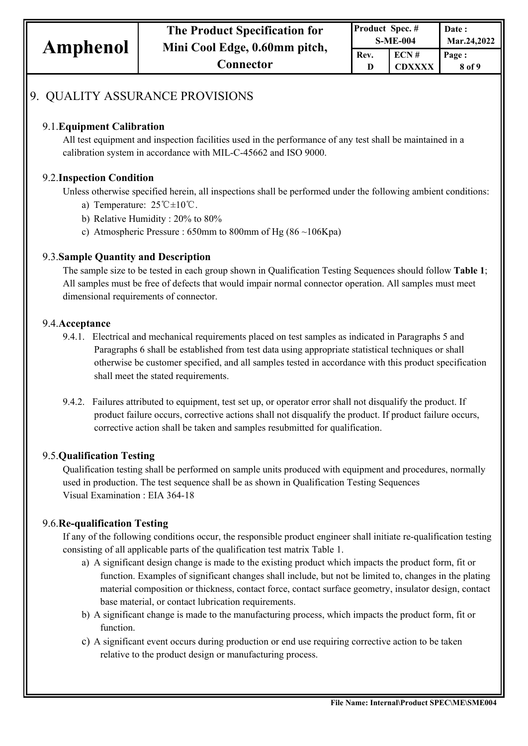# 9. QUALITY ASSURANCE PROVISIONS

## 9.1. Equipment Calibration

All test equipment and inspection facilities used in the performance of any test shall be maintained in a calibration system in accordance with MIL-C-45662 and ISO 9000.

## 9.2. Inspection Condition

Unless otherwise specified herein, all inspections shall be performed under the following ambient conditions:

a) Temperature: 25℃±10℃.
b) Relative Humidity : 20% to 80%
c) Atmospheric Pressure : 650mm to 800mm of Hg (86 ~106Kpa)

## 9.3. Sample Quantity and Description

The sample size to be tested in each group shown in Qualification Testing Sequences should follow **Table 1**; All samples must be free of defects that would impair normal connector operation. All samples must meet dimensional requirements of connector.

## 9.4. Acceptance

9.4.1. Electrical and mechanical requirements placed on test samples as indicated in Paragraphs 5 and Paragraphs 6 shall be established from test data using appropriate statistical techniques or shall otherwise be customer specified, and all samples tested in accordance with this product specification shall meet the stated requirements.

9.4.2. Failures attributed to equipment, test set up, or operator error shall not disqualify the product. If product failure occurs, corrective actions shall not disqualify the product. If product failure occurs, corrective action shall be taken and samples resubmitted for qualification.

## 9.5. Qualification Testing

Qualification testing shall be performed on sample units produced with equipment and procedures, normally used in production. The test sequence shall be as shown in Qualification Testing Sequences
Visual Examination : EIA 364-18

## 9.6. Re-qualification Testing

If any of the following conditions occur, the responsible product engineer shall initiate re-qualification testing consisting of all applicable parts of the qualification test matrix Table 1.

a) A significant design change is made to the existing product which impacts the product form, fit or function. Examples of significant changes shall include, but not be limited to, changes in the plating material composition or thickness, contact force, contact surface geometry, insulator design, contact base material, or contact lubrication requirements.
b) A significant change is made to the manufacturing process, which impacts the product form, fit or function.
c) A significant event occurs during production or end use requiring corrective action to be taken relative to the product design or manufacturing process.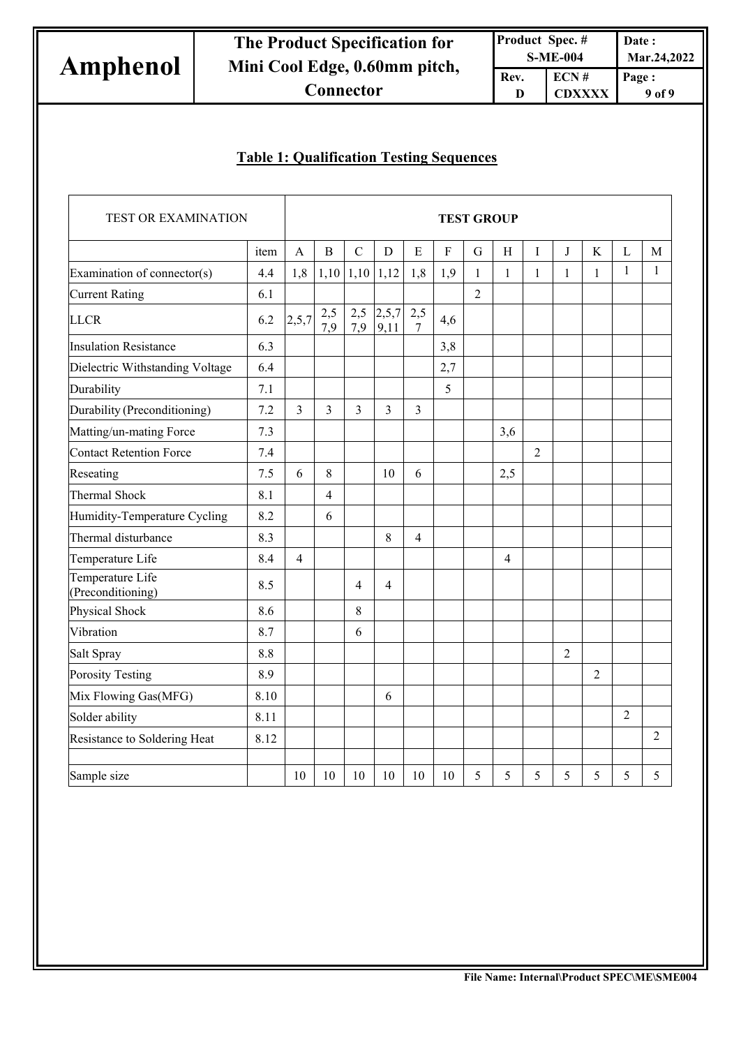## Table 1: Qualification Testing Sequences

| TEST OR EXAMINATION | | TEST GROUP | | | | | | | | | | | | |
|---|---|---|---|---|---|---|---|---|---|---|---|---|---|---|
| | item | A | B | C | D | E | F | G | H | I | J | K | L | M |
| Examination of connector(s) | 4.4 | 1,8 | 1,10 | 1,10 | 1,12 | 1,8 | 1,9 | 1 | 1 | 1 | 1 | 1 | 1 | 1 |
| Current Rating | 6.1 | | | | | | | 2 | | | | | | |
| LLCR | 6.2 | 2,5,7 | 2,5 7,9 | 2,5 7,9 | 2,5,7 9,11 | 2,5 7 | 4,6 | | | | | | | |
| Insulation Resistance | 6.3 | | | | | | 3,8 | | | | | | | |
| Dielectric Withstanding Voltage | 6.4 | | | | | | 2,7 | | | | | | | |
| Durability | 7.1 | | | | | | 5 | | | | | | | |
| Durability (Preconditioning) | 7.2 | 3 | 3 | 3 | 3 | 3 | | | | | | | | |
| Matting/un-mating Force | 7.3 | | | | | | | | 3,6 | | | | | |
| Contact Retention Force | 7.4 | | | | | | | | | 2 | | | | |
| Reseating | 7.5 | 6 | 8 | | 10 | 6 | | | 2,5 | | | | | |
| Thermal Shock | 8.1 | | 4 | | | | | | | | | | | |
| Humidity-Temperature Cycling | 8.2 | | 6 | | | | | | | | | | | |
| Thermal disturbance | 8.3 | | | | 8 | 4 | | | | | | | | |
| Temperature Life | 8.4 | 4 | | | | | | | 4 | | | | | |
| Temperature Life (Preconditioning) | 8.5 | | | 4 | 4 | | | | | | | | | |
| Physical Shock | 8.6 | | | 8 | | | | | | | | | | |
| Vibration | 8.7 | | | 6 | | | | | | | | | | |
| Salt Spray | 8.8 | | | | | | | | | | 2 | | | |
| Porosity Testing | 8.9 | | | | | | | | | | | 2 | | |
| Mix Flowing Gas(MFG) | 8.10 | | | | 6 | | | | | | | | | |
| Solder ability | 8.11 | | | | | | | | | | | | 2 | |
| Resistance to Soldering Heat | 8.12 | | | | | | | | | | | | | 2 |
| | | | | | | | | | | | | | | |
| Sample size | | 10 | 10 | 10 | 10 | 10 | 10 | 5 | 5 | 5 | 5 | 5 | 5 | 5 |